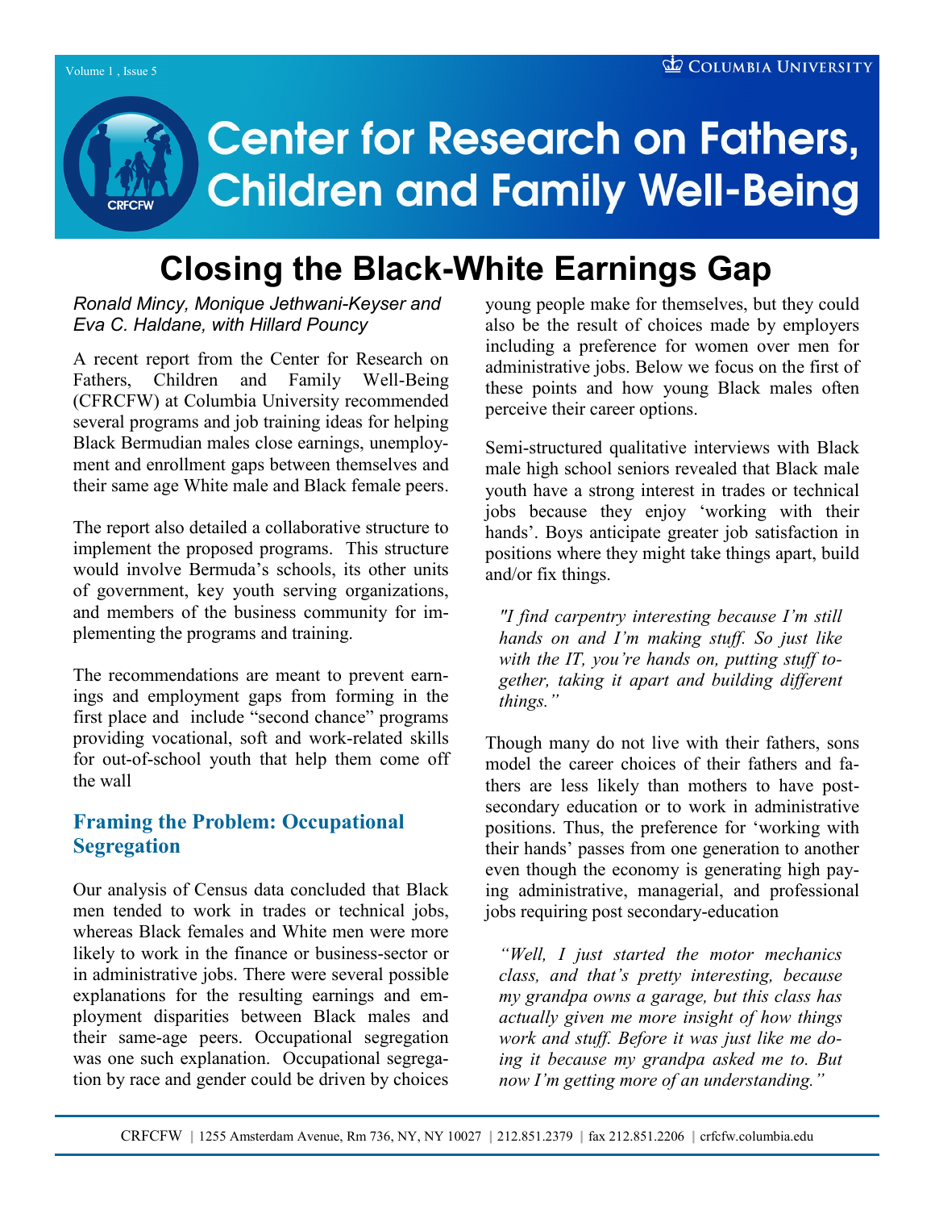# Center for Research on Fathers, Children and Family Well-Being

## Closing the Black-White Earnings Gap

*Ronald Mincy, Monique Jethwani-Keyser and Eva C. Haldane, with Hillard Pouncy*

A recent report from the Center for Research on Fathers, Children and Family Well-Being (CFRCFW) at Columbia University recommended several programs and job training ideas for helping Black Bermudian males close earnings, unemployment and enrollment gaps between themselves and their same age White male and Black female peers.

The report also detailed a collaborative structure to implement the proposed programs. This structure would involve Bermuda's schools, its other units of government, key youth serving organizations, and members of the business community for implementing the programs and training.

The recommendations are meant to prevent earnings and employment gaps from forming in the first place and include "second chance" programs providing vocational, soft and work-related skills for out-of-school youth that help them come off the wall

### Framing the Problem: Occupational Segregation

Our analysis of Census data concluded that Black men tended to work in trades or technical jobs, whereas Black females and White men were more likely to work in the finance or business-sector or in administrative jobs. There were several possible explanations for the resulting earnings and employment disparities between Black males and their same-age peers. Occupational segregation was one such explanation. Occupational segregation by race and gender could be driven by choices young people make for themselves, but they could also be the result of choices made by employers including a preference for women over men for administrative jobs. Below we focus on the first of these points and how young Black males often perceive their career options.

Semi-structured qualitative interviews with Black male high school seniors revealed that Black male youth have a strong interest in trades or technical jobs because they enjoy 'working with their hands'. Boys anticipate greater job satisfaction in positions where they might take things apart, build and/or fix things.

> *"I find carpentry interesting because I'm still hands on and I'm making stuff. So just like with the IT, you're hands on, putting stuff together, taking it apart and building different things."*

Though many do not live with their fathers, sons model the career choices of their fathers and fathers are less likely than mothers to have post-secondary education or to work in administrative positions. Thus, the preference for 'working with their hands' passes from one generation to another even though the economy is generating high paying administrative, managerial, and professional jobs requiring post secondary-education

> *"Well, I just started the motor mechanics class, and that's pretty interesting, because my grandpa owns a garage, but this class has actually given me more insight of how things work and stuff. Before it was just like me doing it because my grandpa asked me to. But now I'm getting more of an understanding."*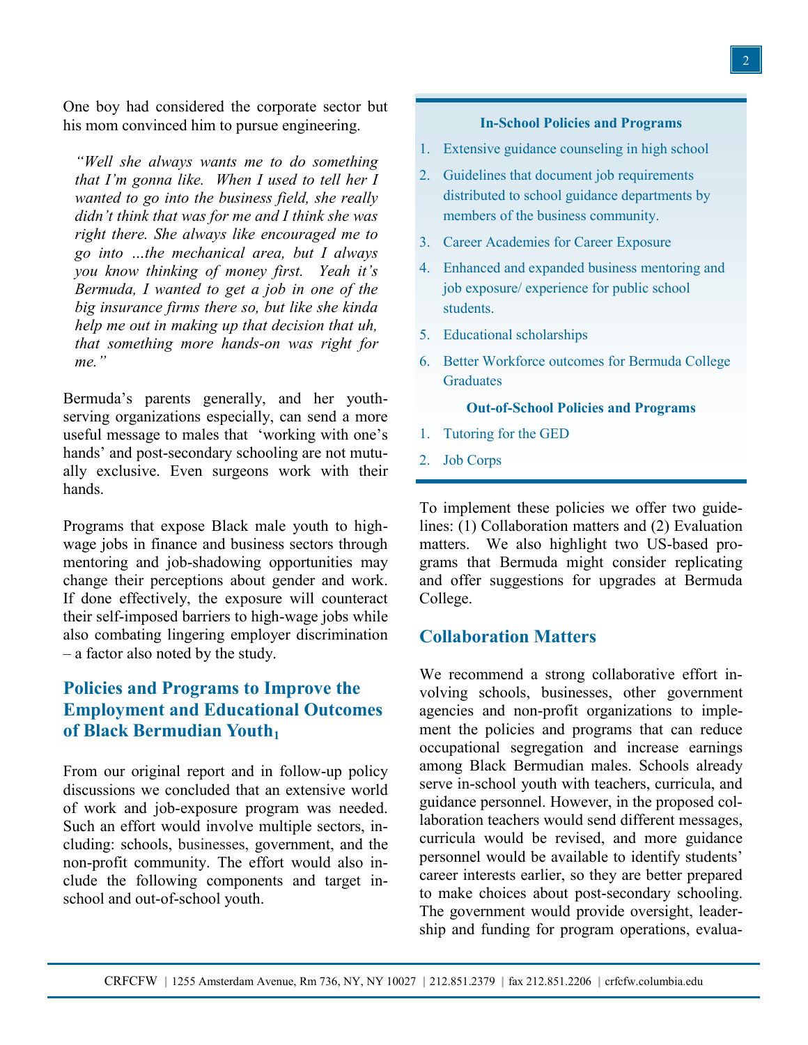One boy had considered the corporate sector but his mom convinced him to pursue engineering.

> *"Well she always wants me to do something that I'm gonna like. When I used to tell her I wanted to go into the business field, she really didn't think that was for me and I think she was right there. She always like encouraged me to go into …the mechanical area, but I always you know thinking of money first. Yeah it's Bermuda, I wanted to get a job in one of the big insurance firms there so, but like she kinda help me out in making up that decision that uh, that something more hands-on was right for me."*

Bermuda's parents generally, and her youth-serving organizations especially, can send a more useful message to males that 'working with one's hands' and post-secondary schooling are not mutually exclusive. Even surgeons work with their hands.

Programs that expose Black male youth to high-wage jobs in finance and business sectors through mentoring and job-shadowing opportunities may change their perceptions about gender and work. If done effectively, the exposure will counteract their self-imposed barriers to high-wage jobs while also combating lingering employer discrimination – a factor also noted by the study.

## Policies and Programs to Improve the Employment and Educational Outcomes of Black Bermudian Youth[1]

From our original report and in follow-up policy discussions we concluded that an extensive world of work and job-exposure program was needed. Such an effort would involve multiple sectors, including: schools, businesses, government, and the non-profit community. The effort would also include the following components and target in-school and out-of-school youth.

**In-School Policies and Programs**

1. Extensive guidance counseling in high school
2. Guidelines that document job requirements distributed to school guidance departments by members of the business community.
3. Career Academies for Career Exposure
4. Enhanced and expanded business mentoring and job exposure/ experience for public school students.
5. Educational scholarships
6. Better Workforce outcomes for Bermuda College Graduates

**Out-of-School Policies and Programs**

1. Tutoring for the GED
2. Job Corps

To implement these policies we offer two guidelines: (1) Collaboration matters and (2) Evaluation matters. We also highlight two US-based programs that Bermuda might consider replicating and offer suggestions for upgrades at Bermuda College.

## Collaboration Matters

We recommend a strong collaborative effort involving schools, businesses, other government agencies and non-profit organizations to implement the policies and programs that can reduce occupational segregation and increase earnings among Black Bermudian males. Schools already serve in-school youth with teachers, curricula, and guidance personnel. However, in the proposed collaboration teachers would send different messages, curricula would be revised, and more guidance personnel would be available to identify students' career interests earlier, so they are better prepared to make choices about post-secondary schooling. The government would provide oversight, leadership and funding for program operations, evalua-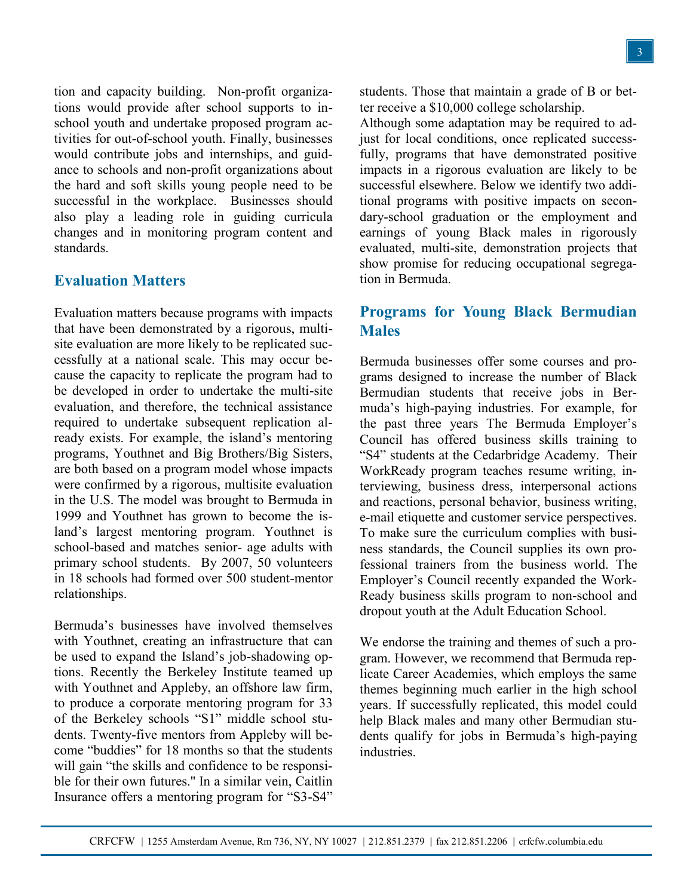tion and capacity building. Non-profit organizations would provide after school supports to in-school youth and undertake proposed program activities for out-of-school youth. Finally, businesses would contribute jobs and internships, and guidance to schools and non-profit organizations about the hard and soft skills young people need to be successful in the workplace. Businesses should also play a leading role in guiding curricula changes and in monitoring program content and standards.

## Evaluation Matters

Evaluation matters because programs with impacts that have been demonstrated by a rigorous, multi-site evaluation are more likely to be replicated successfully at a national scale. This may occur because the capacity to replicate the program had to be developed in order to undertake the multi-site evaluation, and therefore, the technical assistance required to undertake subsequent replication already exists. For example, the island's mentoring programs, Youthnet and Big Brothers/Big Sisters, are both based on a program model whose impacts were confirmed by a rigorous, multisite evaluation in the U.S. The model was brought to Bermuda in 1999 and Youthnet has grown to become the island's largest mentoring program. Youthnet is school-based and matches senior- age adults with primary school students. By 2007, 50 volunteers in 18 schools had formed over 500 student-mentor relationships.

Bermuda's businesses have involved themselves with Youthnet, creating an infrastructure that can be used to expand the Island's job-shadowing options. Recently the Berkeley Institute teamed up with Youthnet and Appleby, an offshore law firm, to produce a corporate mentoring program for 33 of the Berkeley schools "S1" middle school students. Twenty-five mentors from Appleby will become "buddies" for 18 months so that the students will gain "the skills and confidence to be responsible for their own futures." In a similar vein, Caitlin Insurance offers a mentoring program for "S3-S4" students. Those that maintain a grade of B or better receive a $10,000 college scholarship.

Although some adaptation may be required to adjust for local conditions, once replicated successfully, programs that have demonstrated positive impacts in a rigorous evaluation are likely to be successful elsewhere. Below we identify two additional programs with positive impacts on secondary-school graduation or the employment and earnings of young Black males in rigorously evaluated, multi-site, demonstration projects that show promise for reducing occupational segregation in Bermuda.

## Programs for Young Black Bermudian Males

Bermuda businesses offer some courses and programs designed to increase the number of Black Bermudian students that receive jobs in Bermuda's high-paying industries. For example, for the past three years The Bermuda Employer's Council has offered business skills training to "S4" students at the Cedarbridge Academy. Their WorkReady program teaches resume writing, interviewing, business dress, interpersonal actions and reactions, personal behavior, business writing, e-mail etiquette and customer service perspectives. To make sure the curriculum complies with business standards, the Council supplies its own professional trainers from the business world. The Employer's Council recently expanded the WorkReady business skills program to non-school and dropout youth at the Adult Education School.

We endorse the training and themes of such a program. However, we recommend that Bermuda replicate Career Academies, which employs the same themes beginning much earlier in the high school years. If successfully replicated, this model could help Black males and many other Bermudian students qualify for jobs in Bermuda's high-paying industries.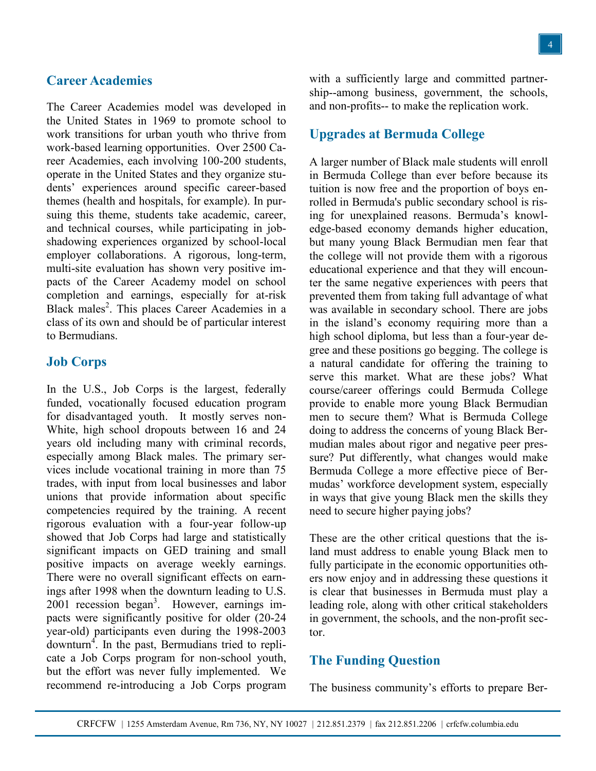## Career Academies

The Career Academies model was developed in the United States in 1969 to promote school to work transitions for urban youth who thrive from work-based learning opportunities. Over 2500 Career Academies, each involving 100-200 students, operate in the United States and they organize students' experiences around specific career-based themes (health and hospitals, for example). In pursuing this theme, students take academic, career, and technical courses, while participating in job-shadowing experiences organized by school-local employer collaborations. A rigorous, long-term, multi-site evaluation has shown very positive impacts of the Career Academy model on school completion and earnings, especially for at-risk Black males[2]. This places Career Academies in a class of its own and should be of particular interest to Bermudians.

## Job Corps

In the U.S., Job Corps is the largest, federally funded, vocationally focused education program for disadvantaged youth. It mostly serves non-White, high school dropouts between 16 and 24 years old including many with criminal records, especially among Black males. The primary services include vocational training in more than 75 trades, with input from local businesses and labor unions that provide information about specific competencies required by the training. A recent rigorous evaluation with a four-year follow-up showed that Job Corps had large and statistically significant impacts on GED training and small positive impacts on average weekly earnings. There were no overall significant effects on earnings after 1998 when the downturn leading to U.S. 2001 recession began[3]. However, earnings impacts were significantly positive for older (20-24 year-old) participants even during the 1998-2003 downturn[4]. In the past, Bermudians tried to replicate a Job Corps program for non-school youth, but the effort was never fully implemented. We recommend re-introducing a Job Corps program with a sufficiently large and committed partnership--among business, government, the schools, and non-profits-- to make the replication work.

## Upgrades at Bermuda College

A larger number of Black male students will enroll in Bermuda College than ever before because its tuition is now free and the proportion of boys enrolled in Bermuda's public secondary school is rising for unexplained reasons. Bermuda's knowledge-based economy demands higher education, but many young Black Bermudian men fear that the college will not provide them with a rigorous educational experience and that they will encounter the same negative experiences with peers that prevented them from taking full advantage of what was available in secondary school. There are jobs in the island's economy requiring more than a high school diploma, but less than a four-year degree and these positions go begging. The college is a natural candidate for offering the training to serve this market. What are these jobs? What course/career offerings could Bermuda College provide to enable more young Black Bermudian men to secure them? What is Bermuda College doing to address the concerns of young Black Bermudian males about rigor and negative peer pressure? Put differently, what changes would make Bermuda College a more effective piece of Bermudas' workforce development system, especially in ways that give young Black men the skills they need to secure higher paying jobs?

These are the other critical questions that the island must address to enable young Black men to fully participate in the economic opportunities others now enjoy and in addressing these questions it is clear that businesses in Bermuda must play a leading role, along with other critical stakeholders in government, the schools, and the non-profit sector.

## The Funding Question

The business community's efforts to prepare Ber-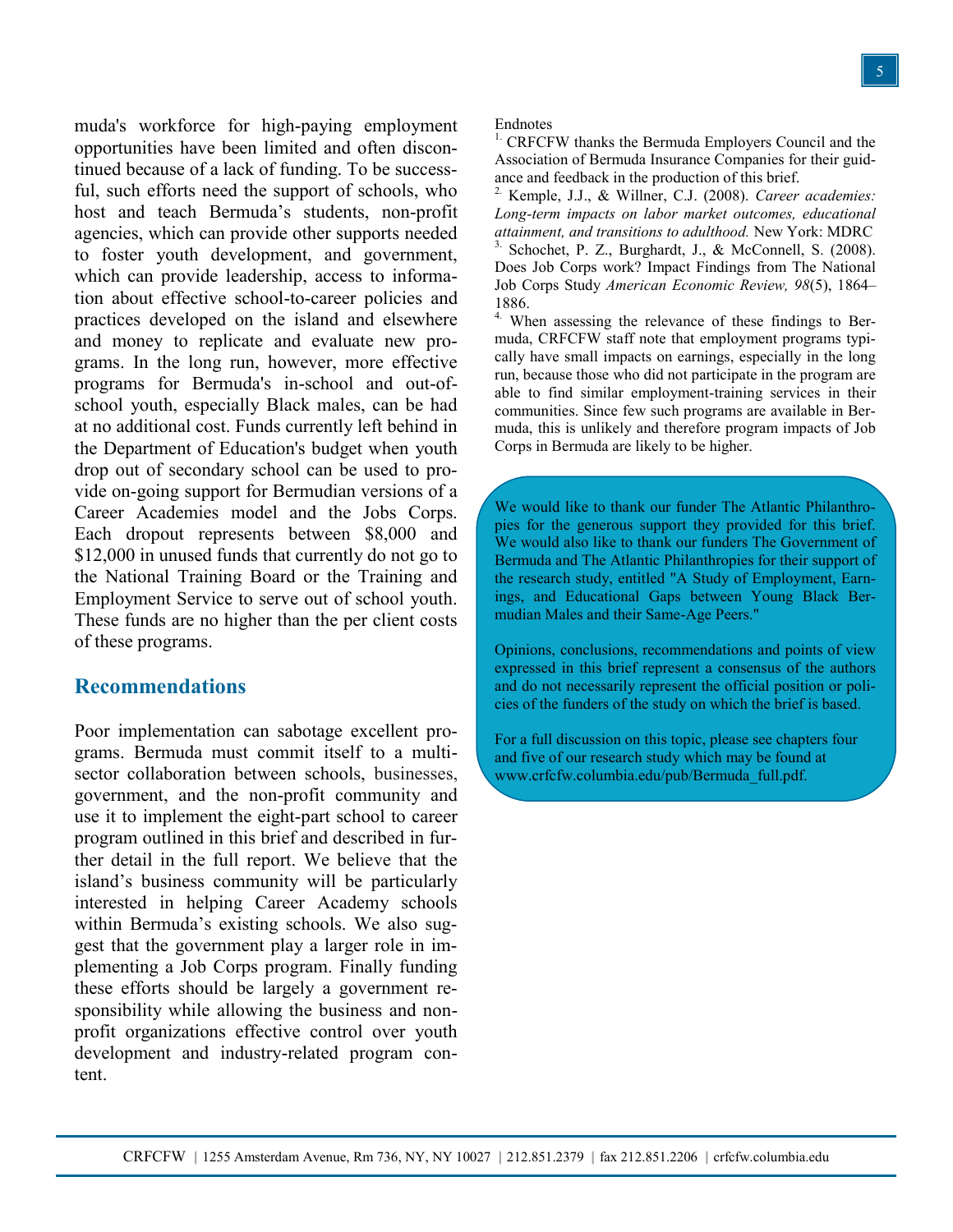muda's workforce for high-paying employment opportunities have been limited and often discontinued because of a lack of funding. To be successful, such efforts need the support of schools, who host and teach Bermuda's students, non-profit agencies, which can provide other supports needed to foster youth development, and government, which can provide leadership, access to information about effective school-to-career policies and practices developed on the island and elsewhere and money to replicate and evaluate new programs. In the long run, however, more effective programs for Bermuda's in-school and out-of-school youth, especially Black males, can be had at no additional cost. Funds currently left behind in the Department of Education's budget when youth drop out of secondary school can be used to provide on-going support for Bermudian versions of a Career Academies model and the Jobs Corps. Each dropout represents between $8,000 and $12,000 in unused funds that currently do not go to the National Training Board or the Training and Employment Service to serve out of school youth. These funds are no higher than the per client costs of these programs.

## Recommendations

Poor implementation can sabotage excellent programs. Bermuda must commit itself to a multi-sector collaboration between schools, businesses, government, and the non-profit community and use it to implement the eight-part school to career program outlined in this brief and described in further detail in the full report. We believe that the island's business community will be particularly interested in helping Career Academy schools within Bermuda's existing schools. We also suggest that the government play a larger role in implementing a Job Corps program. Finally funding these efforts should be largely a government responsibility while allowing the business and non-profit organizations effective control over youth development and industry-related program content.

Endnotes

[1] CRFCFW thanks the Bermuda Employers Council and the Association of Bermuda Insurance Companies for their guidance and feedback in the production of this brief.

[2] Kemple, J.J., & Willner, C.J. (2008). *Career academies: Long-term impacts on labor market outcomes, educational attainment, and transitions to adulthood.* New York: MDRC

[3] Schochet, P. Z., Burghardt, J., & McConnell, S. (2008). Does Job Corps work? Impact Findings from The National Job Corps Study *American Economic Review, 98*(5), 1864–1886.

[4] When assessing the relevance of these findings to Bermuda, CRFCFW staff note that employment programs typically have small impacts on earnings, especially in the long run, because those who did not participate in the program are able to find similar employment-training services in their communities. Since few such programs are available in Bermuda, this is unlikely and therefore program impacts of Job Corps in Bermuda are likely to be higher.

We would like to thank our funder The Atlantic Philanthropies for the generous support they provided for this brief. We would also like to thank our funders The Government of Bermuda and The Atlantic Philanthropies for their support of the research study, entitled "A Study of Employment, Earnings, and Educational Gaps between Young Black Bermudian Males and their Same-Age Peers."

Opinions, conclusions, recommendations and points of view expressed in this brief represent a consensus of the authors and do not necessarily represent the official position or policies of the funders of the study on which the brief is based.

For a full discussion on this topic, please see chapters four and five of our research study which may be found at www.crfcfw.columbia.edu/pub/Bermuda_full.pdf.